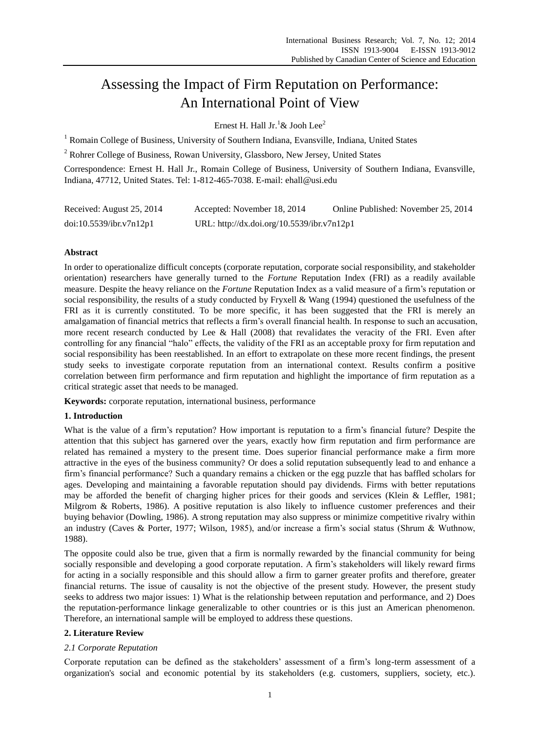# Assessing the Impact of Firm Reputation on Performance: An International Point of View

Ernest H. Hall Jr.[1] & Jooh Lee[2]

[1] Romain College of Business, University of Southern Indiana, Evansville, Indiana, United States

[2] Rohrer College of Business, Rowan University, Glassboro, New Jersey, United States

Correspondence: Ernest H. Hall Jr., Romain College of Business, University of Southern Indiana, Evansville, Indiana, 47712, United States. Tel: 1-812-465-7038. E-mail: ehall@usi.edu

| Received: August 25, 2014 | Accepted: November 18, 2014 | Online Published: November 25, 2014 |
|---|---|---|
| doi:10.5539/ibr.v7n12p1 | URL: http://dx.doi.org/10.5539/ibr.v7n12p1 | |

## Abstract

In order to operationalize difficult concepts (corporate reputation, corporate social responsibility, and stakeholder orientation) researchers have generally turned to the *Fortune* Reputation Index (FRI) as a readily available measure. Despite the heavy reliance on the *Fortune* Reputation Index as a valid measure of a firm's reputation or social responsibility, the results of a study conducted by Fryxell & Wang (1994) questioned the usefulness of the FRI as it is currently constituted. To be more specific, it has been suggested that the FRI is merely an amalgamation of financial metrics that reflects a firm's overall financial health. In response to such an accusation, more recent research conducted by Lee & Hall (2008) that revalidates the veracity of the FRI. Even after controlling for any financial "halo" effects, the validity of the FRI as an acceptable proxy for firm reputation and social responsibility has been reestablished. In an effort to extrapolate on these more recent findings, the present study seeks to investigate corporate reputation from an international context. Results confirm a positive correlation between firm performance and firm reputation and highlight the importance of firm reputation as a critical strategic asset that needs to be managed.

**Keywords:** corporate reputation, international business, performance

## 1. Introduction

What is the value of a firm's reputation? How important is reputation to a firm's financial future? Despite the attention that this subject has garnered over the years, exactly how firm reputation and firm performance are related has remained a mystery to the present time. Does superior financial performance make a firm more attractive in the eyes of the business community? Or does a solid reputation subsequently lead to and enhance a firm's financial performance? Such a quandary remains a chicken or the egg puzzle that has baffled scholars for ages. Developing and maintaining a favorable reputation should pay dividends. Firms with better reputations may be afforded the benefit of charging higher prices for their goods and services (Klein & Leffler, 1981; Milgrom & Roberts, 1986). A positive reputation is also likely to influence customer preferences and their buying behavior (Dowling, 1986). A strong reputation may also suppress or minimize competitive rivalry within an industry (Caves & Porter, 1977; Wilson, 1985), and/or increase a firm's social status (Shrum & Wuthnow, 1988).

The opposite could also be true, given that a firm is normally rewarded by the financial community for being socially responsible and developing a good corporate reputation. A firm's stakeholders will likely reward firms for acting in a socially responsible and this should allow a firm to garner greater profits and therefore, greater financial returns. The issue of causality is not the objective of the present study. However, the present study seeks to address two major issues: 1) What is the relationship between reputation and performance, and 2) Does the reputation-performance linkage generalizable to other countries or is this just an American phenomenon. Therefore, an international sample will be employed to address these questions.

## 2. Literature Review

### 2.1 Corporate Reputation

Corporate reputation can be defined as the stakeholders' assessment of a firm's long-term assessment of a organization's social and economic potential by its stakeholders (e.g. customers, suppliers, society, etc.).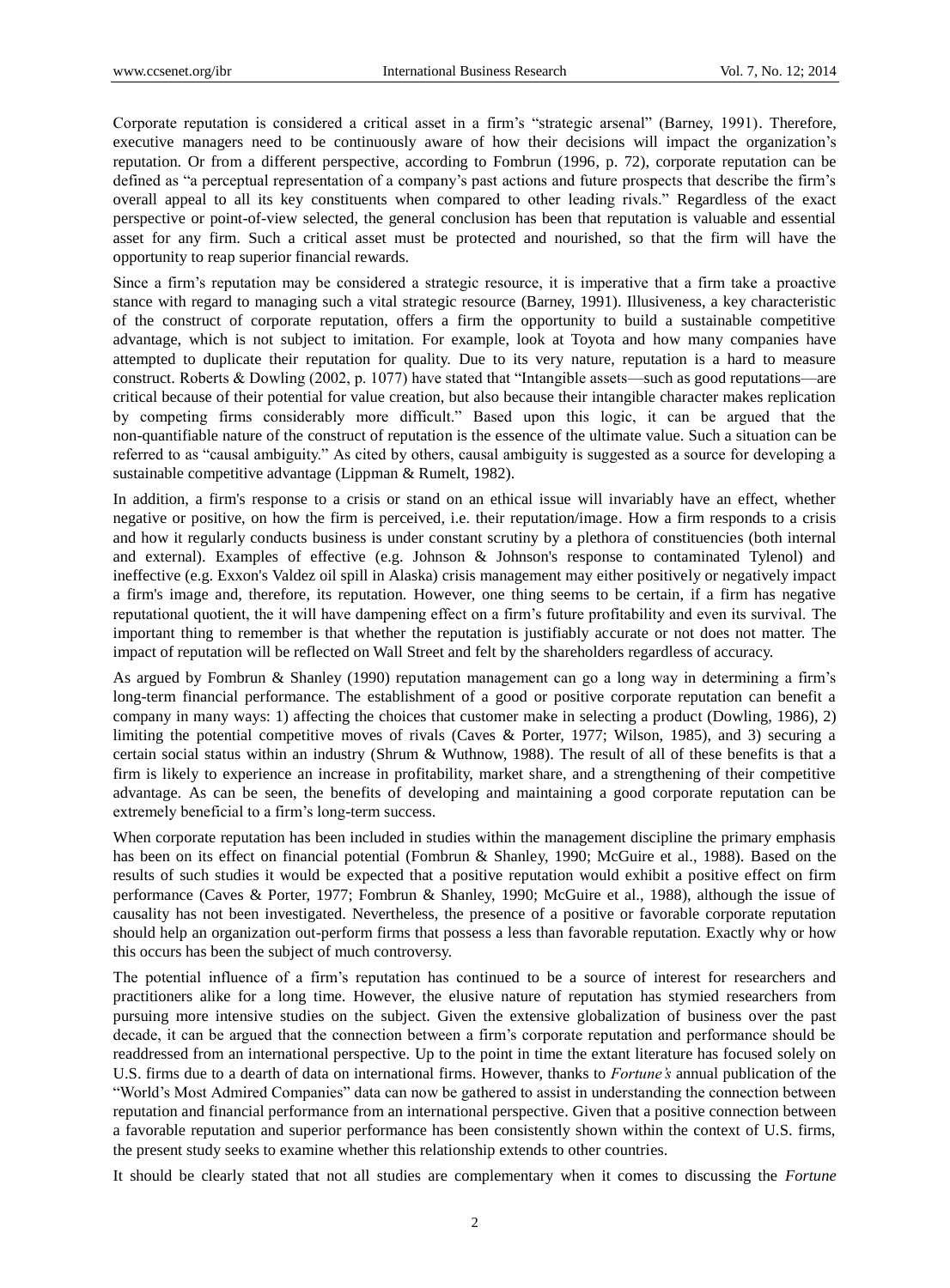Corporate reputation is considered a critical asset in a firm's "strategic arsenal" (Barney, 1991). Therefore, executive managers need to be continuously aware of how their decisions will impact the organization's reputation. Or from a different perspective, according to Fombrun (1996, p. 72), corporate reputation can be defined as "a perceptual representation of a company's past actions and future prospects that describe the firm's overall appeal to all its key constituents when compared to other leading rivals." Regardless of the exact perspective or point-of-view selected, the general conclusion has been that reputation is valuable and essential asset for any firm. Such a critical asset must be protected and nourished, so that the firm will have the opportunity to reap superior financial rewards.

Since a firm's reputation may be considered a strategic resource, it is imperative that a firm take a proactive stance with regard to managing such a vital strategic resource (Barney, 1991). Illusiveness, a key characteristic of the construct of corporate reputation, offers a firm the opportunity to build a sustainable competitive advantage, which is not subject to imitation. For example, look at Toyota and how many companies have attempted to duplicate their reputation for quality. Due to its very nature, reputation is a hard to measure construct. Roberts & Dowling (2002, p. 1077) have stated that "Intangible assets—such as good reputations—are critical because of their potential for value creation, but also because their intangible character makes replication by competing firms considerably more difficult." Based upon this logic, it can be argued that the non-quantifiable nature of the construct of reputation is the essence of the ultimate value. Such a situation can be referred to as "causal ambiguity." As cited by others, causal ambiguity is suggested as a source for developing a sustainable competitive advantage (Lippman & Rumelt, 1982).

In addition, a firm's response to a crisis or stand on an ethical issue will invariably have an effect, whether negative or positive, on how the firm is perceived, i.e. their reputation/image. How a firm responds to a crisis and how it regularly conducts business is under constant scrutiny by a plethora of constituencies (both internal and external). Examples of effective (e.g. Johnson & Johnson's response to contaminated Tylenol) and ineffective (e.g. Exxon's Valdez oil spill in Alaska) crisis management may either positively or negatively impact a firm's image and, therefore, its reputation. However, one thing seems to be certain, if a firm has negative reputational quotient, the it will have dampening effect on a firm's future profitability and even its survival. The important thing to remember is that whether the reputation is justifiably accurate or not does not matter. The impact of reputation will be reflected on Wall Street and felt by the shareholders regardless of accuracy.

As argued by Fombrun & Shanley (1990) reputation management can go a long way in determining a firm's long-term financial performance. The establishment of a good or positive corporate reputation can benefit a company in many ways: 1) affecting the choices that customer make in selecting a product (Dowling, 1986), 2) limiting the potential competitive moves of rivals (Caves & Porter, 1977; Wilson, 1985), and 3) securing a certain social status within an industry (Shrum & Wuthnow, 1988). The result of all of these benefits is that a firm is likely to experience an increase in profitability, market share, and a strengthening of their competitive advantage. As can be seen, the benefits of developing and maintaining a good corporate reputation can be extremely beneficial to a firm's long-term success.

When corporate reputation has been included in studies within the management discipline the primary emphasis has been on its effect on financial potential (Fombrun & Shanley, 1990; McGuire et al., 1988). Based on the results of such studies it would be expected that a positive reputation would exhibit a positive effect on firm performance (Caves & Porter, 1977; Fombrun & Shanley, 1990; McGuire et al., 1988), although the issue of causality has not been investigated. Nevertheless, the presence of a positive or favorable corporate reputation should help an organization out-perform firms that possess a less than favorable reputation. Exactly why or how this occurs has been the subject of much controversy.

The potential influence of a firm's reputation has continued to be a source of interest for researchers and practitioners alike for a long time. However, the elusive nature of reputation has stymied researchers from pursuing more intensive studies on the subject. Given the extensive globalization of business over the past decade, it can be argued that the connection between a firm's corporate reputation and performance should be readdressed from an international perspective. Up to the point in time the extant literature has focused solely on U.S. firms due to a dearth of data on international firms. However, thanks to *Fortune's* annual publication of the "World's Most Admired Companies" data can now be gathered to assist in understanding the connection between reputation and financial performance from an international perspective. Given that a positive connection between a favorable reputation and superior performance has been consistently shown within the context of U.S. firms, the present study seeks to examine whether this relationship extends to other countries.

It should be clearly stated that not all studies are complementary when it comes to discussing the *Fortune*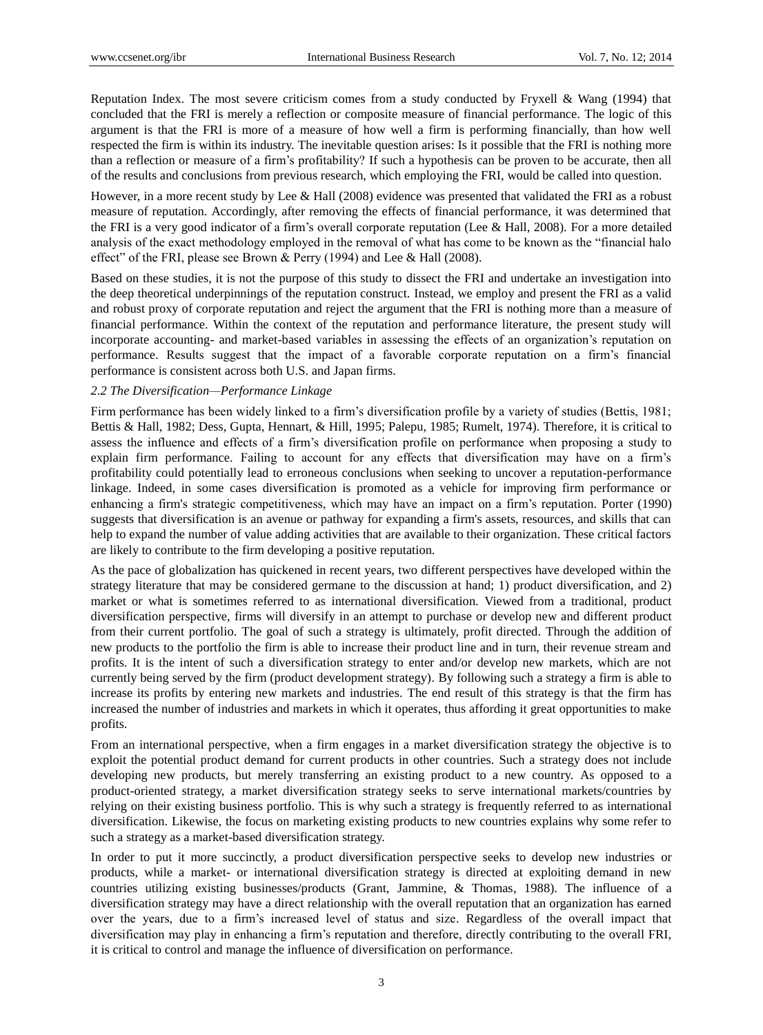Reputation Index. The most severe criticism comes from a study conducted by Fryxell & Wang (1994) that concluded that the FRI is merely a reflection or composite measure of financial performance. The logic of this argument is that the FRI is more of a measure of how well a firm is performing financially, than how well respected the firm is within its industry. The inevitable question arises: Is it possible that the FRI is nothing more than a reflection or measure of a firm's profitability? If such a hypothesis can be proven to be accurate, then all of the results and conclusions from previous research, which employing the FRI, would be called into question.

However, in a more recent study by Lee & Hall (2008) evidence was presented that validated the FRI as a robust measure of reputation. Accordingly, after removing the effects of financial performance, it was determined that the FRI is a very good indicator of a firm's overall corporate reputation (Lee & Hall, 2008). For a more detailed analysis of the exact methodology employed in the removal of what has come to be known as the "financial halo effect" of the FRI, please see Brown & Perry (1994) and Lee & Hall (2008).

Based on these studies, it is not the purpose of this study to dissect the FRI and undertake an investigation into the deep theoretical underpinnings of the reputation construct. Instead, we employ and present the FRI as a valid and robust proxy of corporate reputation and reject the argument that the FRI is nothing more than a measure of financial performance. Within the context of the reputation and performance literature, the present study will incorporate accounting- and market-based variables in assessing the effects of an organization's reputation on performance. Results suggest that the impact of a favorable corporate reputation on a firm's financial performance is consistent across both U.S. and Japan firms.

### 2.2 The Diversification—Performance Linkage

Firm performance has been widely linked to a firm's diversification profile by a variety of studies (Bettis, 1981; Bettis & Hall, 1982; Dess, Gupta, Hennart, & Hill, 1995; Palepu, 1985; Rumelt, 1974). Therefore, it is critical to assess the influence and effects of a firm's diversification profile on performance when proposing a study to explain firm performance. Failing to account for any effects that diversification may have on a firm's profitability could potentially lead to erroneous conclusions when seeking to uncover a reputation-performance linkage. Indeed, in some cases diversification is promoted as a vehicle for improving firm performance or enhancing a firm's strategic competitiveness, which may have an impact on a firm's reputation. Porter (1990) suggests that diversification is an avenue or pathway for expanding a firm's assets, resources, and skills that can help to expand the number of value adding activities that are available to their organization. These critical factors are likely to contribute to the firm developing a positive reputation.

As the pace of globalization has quickened in recent years, two different perspectives have developed within the strategy literature that may be considered germane to the discussion at hand; 1) product diversification, and 2) market or what is sometimes referred to as international diversification. Viewed from a traditional, product diversification perspective, firms will diversify in an attempt to purchase or develop new and different product from their current portfolio. The goal of such a strategy is ultimately, profit directed. Through the addition of new products to the portfolio the firm is able to increase their product line and in turn, their revenue stream and profits. It is the intent of such a diversification strategy to enter and/or develop new markets, which are not currently being served by the firm (product development strategy). By following such a strategy a firm is able to increase its profits by entering new markets and industries. The end result of this strategy is that the firm has increased the number of industries and markets in which it operates, thus affording it great opportunities to make profits.

From an international perspective, when a firm engages in a market diversification strategy the objective is to exploit the potential product demand for current products in other countries. Such a strategy does not include developing new products, but merely transferring an existing product to a new country. As opposed to a product-oriented strategy, a market diversification strategy seeks to serve international markets/countries by relying on their existing business portfolio. This is why such a strategy is frequently referred to as international diversification. Likewise, the focus on marketing existing products to new countries explains why some refer to such a strategy as a market-based diversification strategy.

In order to put it more succinctly, a product diversification perspective seeks to develop new industries or products, while a market- or international diversification strategy is directed at exploiting demand in new countries utilizing existing businesses/products (Grant, Jammine, & Thomas, 1988). The influence of a diversification strategy may have a direct relationship with the overall reputation that an organization has earned over the years, due to a firm's increased level of status and size. Regardless of the overall impact that diversification may play in enhancing a firm's reputation and therefore, directly contributing to the overall FRI, it is critical to control and manage the influence of diversification on performance.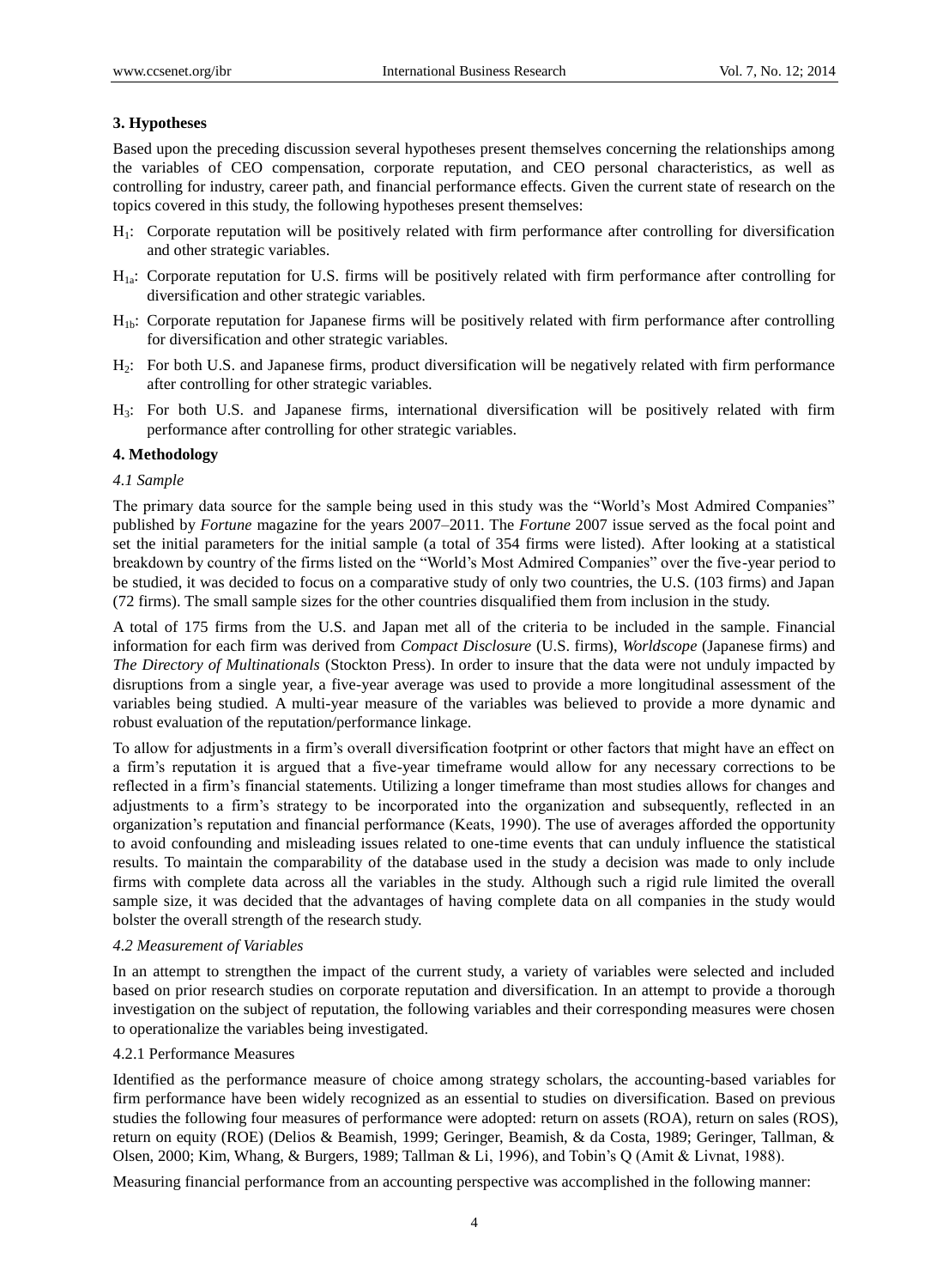## 3. Hypotheses

Based upon the preceding discussion several hypotheses present themselves concerning the relationships among the variables of CEO compensation, corporate reputation, and CEO personal characteristics, as well as controlling for industry, career path, and financial performance effects. Given the current state of research on the topics covered in this study, the following hypotheses present themselves:

- $H_1$: Corporate reputation will be positively related with firm performance after controlling for diversification and other strategic variables.
- $H_{1a}$: Corporate reputation for U.S. firms will be positively related with firm performance after controlling for diversification and other strategic variables.
- $H_{1b}$: Corporate reputation for Japanese firms will be positively related with firm performance after controlling for diversification and other strategic variables.
- $H_2$: For both U.S. and Japanese firms, product diversification will be negatively related with firm performance after controlling for other strategic variables.
- $H_3$: For both U.S. and Japanese firms, international diversification will be positively related with firm performance after controlling for other strategic variables.

## 4. Methodology

### *4.1 Sample*

The primary data source for the sample being used in this study was the "World's Most Admired Companies" published by *Fortune* magazine for the years 2007–2011. The *Fortune* 2007 issue served as the focal point and set the initial parameters for the initial sample (a total of 354 firms were listed). After looking at a statistical breakdown by country of the firms listed on the "World's Most Admired Companies" over the five-year period to be studied, it was decided to focus on a comparative study of only two countries, the U.S. (103 firms) and Japan (72 firms). The small sample sizes for the other countries disqualified them from inclusion in the study.

A total of 175 firms from the U.S. and Japan met all of the criteria to be included in the sample. Financial information for each firm was derived from *Compact Disclosure* (U.S. firms), *Worldscope* (Japanese firms) and *The Directory of Multinationals* (Stockton Press). In order to insure that the data were not unduly impacted by disruptions from a single year, a five-year average was used to provide a more longitudinal assessment of the variables being studied. A multi-year measure of the variables was believed to provide a more dynamic and robust evaluation of the reputation/performance linkage.

To allow for adjustments in a firm's overall diversification footprint or other factors that might have an effect on a firm's reputation it is argued that a five-year timeframe would allow for any necessary corrections to be reflected in a firm's financial statements. Utilizing a longer timeframe than most studies allows for changes and adjustments to a firm's strategy to be incorporated into the organization and subsequently, reflected in an organization's reputation and financial performance (Keats, 1990). The use of averages afforded the opportunity to avoid confounding and misleading issues related to one-time events that can unduly influence the statistical results. To maintain the comparability of the database used in the study a decision was made to only include firms with complete data across all the variables in the study. Although such a rigid rule limited the overall sample size, it was decided that the advantages of having complete data on all companies in the study would bolster the overall strength of the research study.

### *4.2 Measurement of Variables*

In an attempt to strengthen the impact of the current study, a variety of variables were selected and included based on prior research studies on corporate reputation and diversification. In an attempt to provide a thorough investigation on the subject of reputation, the following variables and their corresponding measures were chosen to operationalize the variables being investigated.

#### 4.2.1 Performance Measures

Identified as the performance measure of choice among strategy scholars, the accounting-based variables for firm performance have been widely recognized as an essential to studies on diversification. Based on previous studies the following four measures of performance were adopted: return on assets (ROA), return on sales (ROS), return on equity (ROE) (Delios & Beamish, 1999; Geringer, Beamish, & da Costa, 1989; Geringer, Tallman, & Olsen, 2000; Kim, Whang, & Burgers, 1989; Tallman & Li, 1996), and Tobin's Q (Amit & Livnat, 1988).

Measuring financial performance from an accounting perspective was accomplished in the following manner: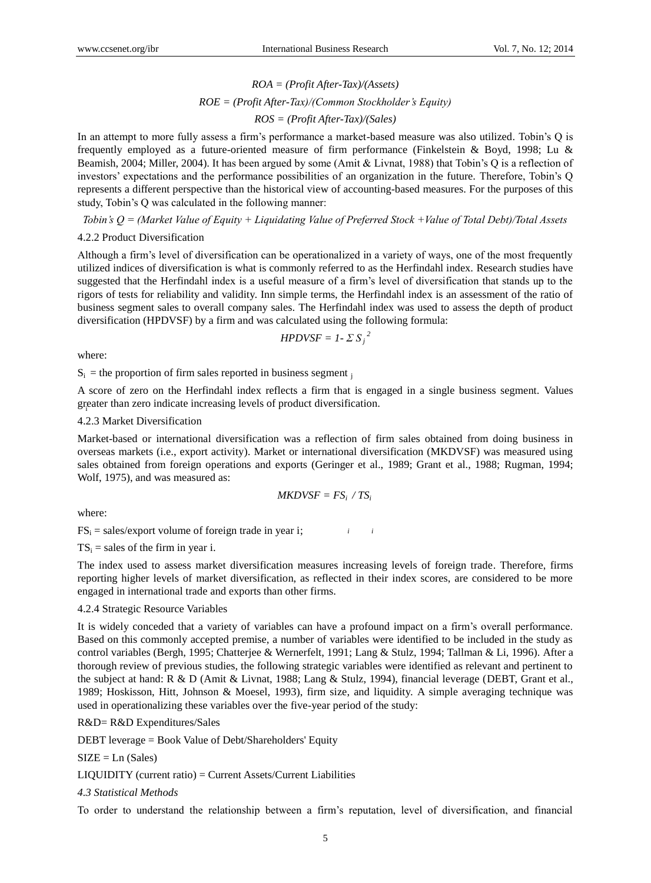$$ROA = (Profit\ After\text{-}Tax)/(Assets)$$

$$ROE = (Profit\ After\text{-}Tax)/(Common\ Stockholder's\ Equity)$$

$$ROS = (Profit\ After\text{-}Tax)/(Sales)$$

In an attempt to more fully assess a firm's performance a market-based measure was also utilized. Tobin's Q is frequently employed as a future-oriented measure of firm performance (Finkelstein & Boyd, 1998; Lu & Beamish, 2004; Miller, 2004). It has been argued by some (Amit & Livnat, 1988) that Tobin's Q is a reflection of investors' expectations and the performance possibilities of an organization in the future. Therefore, Tobin's Q represents a different perspective than the historical view of accounting-based measures. For the purposes of this study, Tobin's Q was calculated in the following manner:

$$Tobin's\ Q = (Market\ Value\ of\ Equity + Liquidating\ Value\ of\ Preferred\ Stock + Value\ of\ Total\ Debt)/Total\ Assets$$

4.2.2 Product Diversification

Although a firm's level of diversification can be operationalized in a variety of ways, one of the most frequently utilized indices of diversification is what is commonly referred to as the Herfindahl index. Research studies have suggested that the Herfindahl index is a useful measure of a firm's level of diversification that stands up to the rigors of tests for reliability and validity. Inn simple terms, the Herfindahl index is an assessment of the ratio of business segment sales to overall company sales. The Herfindahl index was used to assess the depth of product diversification (HPDVSF) by a firm and was calculated using the following formula:

$$HPDVSF = 1 - \Sigma S_j^{\,2}$$

where:

$S_i$ = the proportion of firm sales reported in business segment $_j$

A score of zero on the Herfindahl index reflects a firm that is engaged in a single business segment. Values greater than zero indicate increasing levels of product diversification.

4.2.3 Market Diversification

Market-based or international diversification was a reflection of firm sales obtained from doing business in overseas markets (i.e., export activity). Market or international diversification (MKDVSF) was measured using sales obtained from foreign operations and exports (Geringer et al., 1989; Grant et al., 1988; Rugman, 1994; Wolf, 1975), and was measured as:

$$MKDVSF = FS_i \ / \ TS_i$$

where:

$FS_i$ = sales/export volume of foreign trade in year i;

$TS_i$ = sales of the firm in year i.

The index used to assess market diversification measures increasing levels of foreign trade. Therefore, firms reporting higher levels of market diversification, as reflected in their index scores, are considered to be more engaged in international trade and exports than other firms.

4.2.4 Strategic Resource Variables

It is widely conceded that a variety of variables can have a profound impact on a firm's overall performance. Based on this commonly accepted premise, a number of variables were identified to be included in the study as control variables (Bergh, 1995; Chatterjee & Wernerfelt, 1991; Lang & Stulz, 1994; Tallman & Li, 1996). After a thorough review of previous studies, the following strategic variables were identified as relevant and pertinent to the subject at hand: R & D (Amit & Livnat, 1988; Lang & Stulz, 1994), financial leverage (DEBT, Grant et al., 1989; Hoskisson, Hitt, Johnson & Moesel, 1993), firm size, and liquidity. A simple averaging technique was used in operationalizing these variables over the five-year period of the study:

R&D= R&D Expenditures/Sales

DEBT leverage = Book Value of Debt/Shareholders' Equity

SIZE = Ln (Sales)

LIQUIDITY (current ratio) = Current Assets/Current Liabilities

*4.3 Statistical Methods*

To order to understand the relationship between a firm's reputation, level of diversification, and financial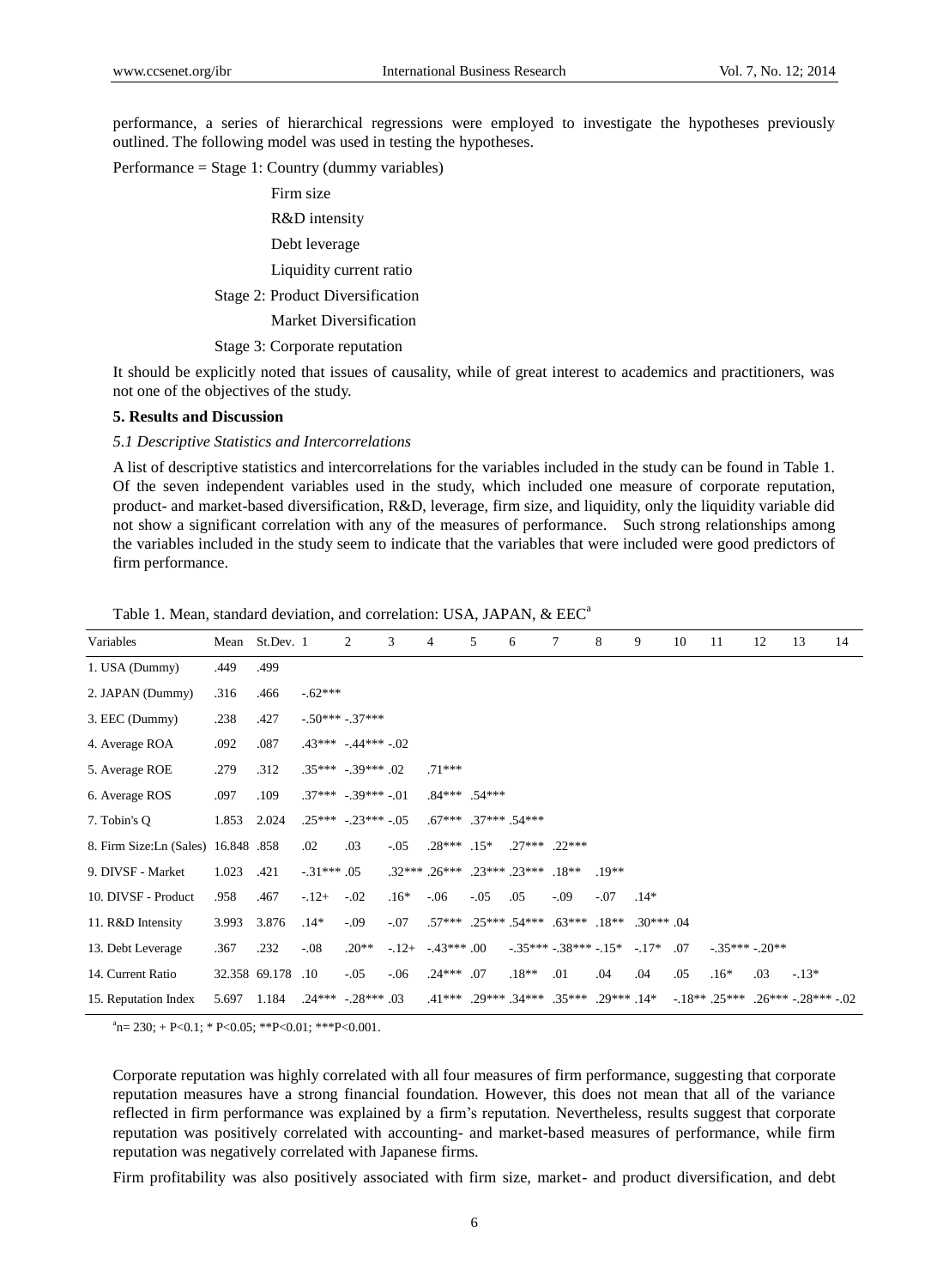performance, a series of hierarchical regressions were employed to investigate the hypotheses previously outlined. The following model was used in testing the hypotheses.

Performance = Stage 1: Country (dummy variables)

Firm size

R&D intensity

Debt leverage

Liquidity current ratio

Stage 2: Product Diversification

Market Diversification

Stage 3: Corporate reputation

It should be explicitly noted that issues of causality, while of great interest to academics and practitioners, was not one of the objectives of the study.

## 5. Results and Discussion

### *5.1 Descriptive Statistics and Intercorrelations*

A list of descriptive statistics and intercorrelations for the variables included in the study can be found in Table 1. Of the seven independent variables used in the study, which included one measure of corporate reputation, product- and market-based diversification, R&D, leverage, firm size, and liquidity, only the liquidity variable did not show a significant correlation with any of the measures of performance. Such strong relationships among the variables included in the study seem to indicate that the variables that were included were good predictors of firm performance.

Table 1. Mean, standard deviation, and correlation: USA, JAPAN, & EEC[a]

| Variables | Mean | St.Dev. | 1 | 2 | 3 | 4 | 5 | 6 | 7 | 8 | 9 | 10 | 11 | 12 | 13 | 14 |
|---|---|---|---|---|---|---|---|---|---|---|---|---|---|---|---|---|
| 1. USA (Dummy) | .449 | .499 | | | | | | | | | | | | | | |
| 2. JAPAN (Dummy) | .316 | .466 | -.62*** | | | | | | | | | | | | | |
| 3. EEC (Dummy) | .238 | .427 | -.50*** | -.37*** | | | | | | | | | | | | |
| 4. Average ROA | .092 | .087 | .43*** | -.44*** | -.02 | | | | | | | | | | | |
| 5. Average ROE | .279 | .312 | .35*** | -.39*** | .02 | .71*** | | | | | | | | | | |
| 6. Average ROS | .097 | .109 | .37*** | -.39*** | -.01 | .84*** | .54*** | | | | | | | | | |
| 7. Tobin's Q | 1.853 | 2.024 | .25*** | -.23*** | -.05 | .67*** | .37*** | .54*** | | | | | | | | |
| 8. Firm Size:Ln (Sales) | 16.848 | .858 | .02 | .03 | -.05 | .28*** | .15* | .27*** | .22*** | | | | | | | |
| 9. DIVSF - Market | 1.023 | .421 | -.31*** | .05 | .32*** | .26*** | .23*** | .23*** | .18** | .19** | | | | | | |
| 10. DIVSF - Product | .958 | .467 | -.12+ | -.02 | .16* | -.06 | -.05 | .05 | -.09 | -.07 | .14* | | | | | |
| 11. R&D Intensity | 3.993 | 3.876 | .14* | -.09 | -.07 | .57*** | .25*** | .54*** | .63*** | .18** | .30*** | .04 | | | | |
| 13. Debt Leverage | .367 | .232 | -.08 | .20** | -.12+ | -.43*** | .00 | -.35*** | -.38*** | -.15* | -.17* | .07 | -.35*** | -.20** | | |
| 14. Current Ratio | 32.358 | 69.178 | .10 | -.05 | -.06 | .24*** | .07 | .18** | .01 | .04 | .04 | .05 | .16* | .03 | -.13* | |
| 15. Reputation Index | 5.697 | 1.184 | .24*** | -.28*** | .03 | .41*** | .29*** | .34*** | .35*** | .29*** | .14* | -.18** | .25*** | .26*** | -.28*** | -.02 |

[a]n= 230; + P<0.1; * P<0.05; **P<0.01; ***P<0.001.

Corporate reputation was highly correlated with all four measures of firm performance, suggesting that corporate reputation measures have a strong financial foundation. However, this does not mean that all of the variance reflected in firm performance was explained by a firm's reputation. Nevertheless, results suggest that corporate reputation was positively correlated with accounting- and market-based measures of performance, while firm reputation was negatively correlated with Japanese firms.

Firm profitability was also positively associated with firm size, market- and product diversification, and debt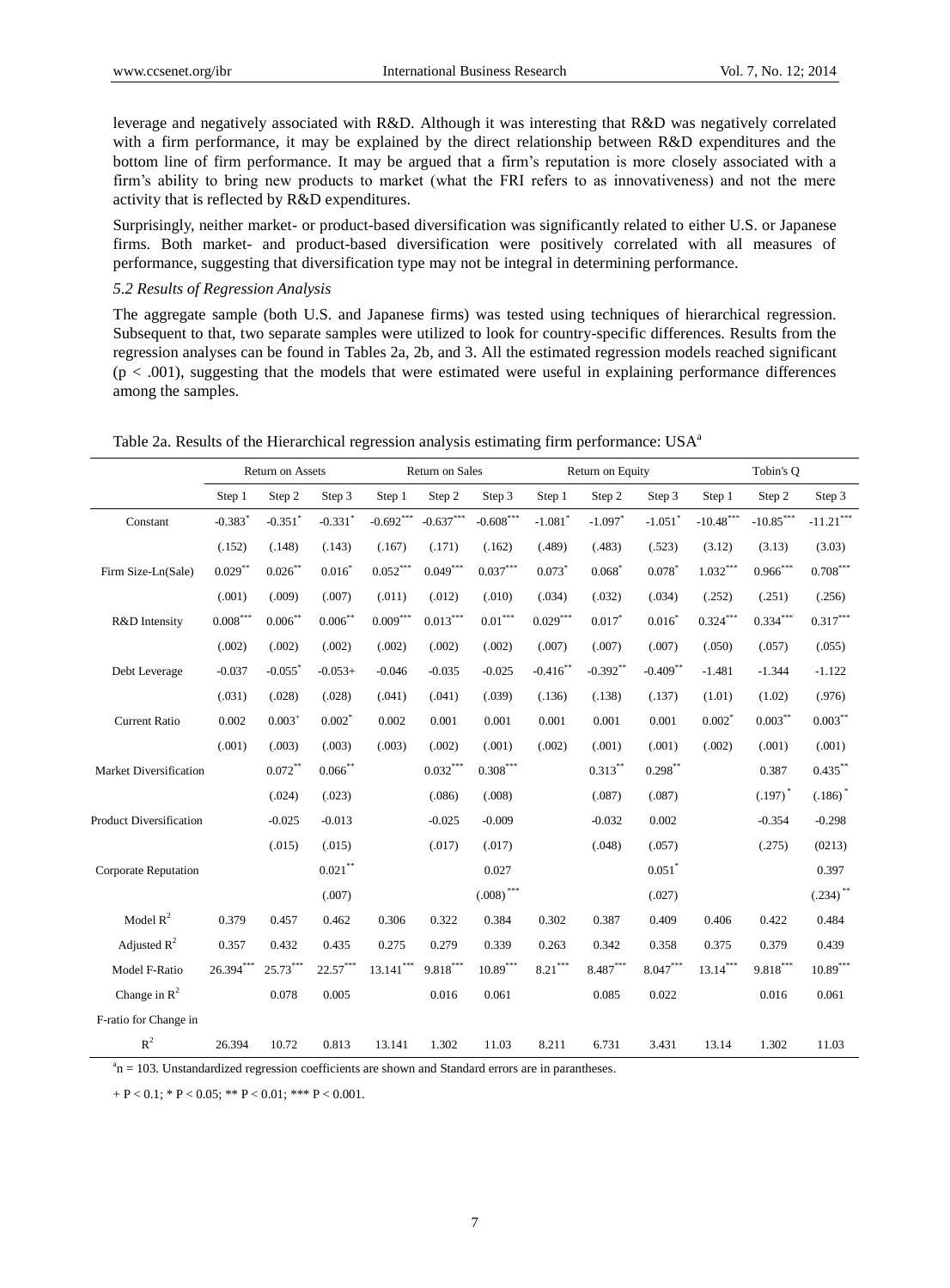leverage and negatively associated with R&D. Although it was interesting that R&D was negatively correlated with a firm performance, it may be explained by the direct relationship between R&D expenditures and the bottom line of firm performance. It may be argued that a firm's reputation is more closely associated with a firm's ability to bring new products to market (what the FRI refers to as innovativeness) and not the mere activity that is reflected by R&D expenditures.

Surprisingly, neither market- or product-based diversification was significantly related to either U.S. or Japanese firms. Both market- and product-based diversification were positively correlated with all measures of performance, suggesting that diversification type may not be integral in determining performance.

*5.2 Results of Regression Analysis*

The aggregate sample (both U.S. and Japanese firms) was tested using techniques of hierarchical regression. Subsequent to that, two separate samples were utilized to look for country-specific differences. Results from the regression analyses can be found in Tables 2a, 2b, and 3. All the estimated regression models reached significant ($p < .001$), suggesting that the models that were estimated were useful in explaining performance differences among the samples.

Table 2a. Results of the Hierarchical regression analysis estimating firm performance: USA[a]

| | Return on Assets | | | Return on Sales | | | Return on Equity | | | Tobin's Q | | |
|---|---|---|---|---|---|---|---|---|---|---|---|---|
| | Step 1 | Step 2 | Step 3 | Step 1 | Step 2 | Step 3 | Step 1 | Step 2 | Step 3 | Step 1 | Step 2 | Step 3 |
| Constant | -0.383* | -0.351* | -0.331* | -0.692*** | -0.637*** | -0.608*** | -1.081* | -1.097* | -1.051* | -10.48*** | -10.85*** | -11.21*** |
| | (.152) | (.148) | (.143) | (.167) | (.171) | (.162) | (.489) | (.483) | (.523) | (3.12) | (3.13) | (3.03) |
| Firm Size-Ln(Sale) | 0.029** | 0.026** | 0.016* | 0.052*** | 0.049*** | 0.037*** | 0.073* | 0.068* | 0.078* | 1.032*** | 0.966*** | 0.708*** |
| | (.001) | (.009) | (.007) | (.011) | (.012) | (.010) | (.034) | (.032) | (.034) | (.252) | (.251) | (.256) |
| R&D Intensity | 0.008*** | 0.006** | 0.006** | 0.009*** | 0.013*** | 0.01*** | 0.029*** | 0.017* | 0.016* | 0.324*** | 0.334*** | 0.317*** |
| | (.002) | (.002) | (.002) | (.002) | (.002) | (.002) | (.007) | (.007) | (.007) | (.050) | (.057) | (.055) |
| Debt Leverage | -0.037 | -0.055* | -0.053+ | -0.046 | -0.035 | -0.025 | -0.416** | -0.392** | -0.409** | -1.481 | -1.344 | -1.122 |
| | (.031) | (.028) | (.028) | (.041) | (.041) | (.039) | (.136) | (.138) | (.137) | (1.01) | (1.02) | (.976) |
| Current Ratio | 0.002 | 0.003+ | 0.002* | 0.002 | 0.001 | 0.001 | 0.001 | 0.001 | 0.001 | 0.002* | 0.003** | 0.003** |
| | (.001) | (.003) | (.003) | (.003) | (.002) | (.001) | (.002) | (.001) | (.001) | (.002) | (.001) | (.001) |
| Market Diversification | | 0.072** | 0.066** | | 0.032*** | 0.308*** | | 0.313** | 0.298** | | 0.387 | 0.435** |
| | | (.024) | (.023) | | (.086) | (.008) | | (.087) | (.087) | | (.197)* | (.186)* |
| Product Diversification | | -0.025 | -0.013 | | -0.025 | -0.009 | | -0.032 | 0.002 | | -0.354 | -0.298 |
| | | (.015) | (.015) | | (.017) | (.017) | | (.048) | (.057) | | (.275) | (0213) |
| Corporate Reputation | | | 0.021** | | | 0.027 | | | 0.051* | | | 0.397 |
| | | | (.007) | | | (.008)*** | | | (.027) | | | (.234)** |
| Model $R^2$ | 0.379 | 0.457 | 0.462 | 0.306 | 0.322 | 0.384 | 0.302 | 0.387 | 0.409 | 0.406 | 0.422 | 0.484 |
| Adjusted $R^2$ | 0.357 | 0.432 | 0.435 | 0.275 | 0.279 | 0.339 | 0.263 | 0.342 | 0.358 | 0.375 | 0.379 | 0.439 |
| Model F-Ratio | 26.394*** | 25.73*** | 22.57*** | 13.141*** | 9.818*** | 10.89*** | 8.21*** | 8.487*** | 8.047*** | 13.14*** | 9.818*** | 10.89*** |
| Change in $R^2$ | | 0.078 | 0.005 | | 0.016 | 0.061 | | 0.085 | 0.022 | | 0.016 | 0.061 |
| F-ratio for Change in $R^2$ | 26.394 | 10.72 | 0.813 | 13.141 | 1.302 | 11.03 | 8.211 | 6.731 | 3.431 | 13.14 | 1.302 | 11.03 |

[a]n = 103. Unstandardized regression coefficients are shown and Standard errors are in parantheses.

+ P < 0.1; * P < 0.05; ** P < 0.01; *** P < 0.001.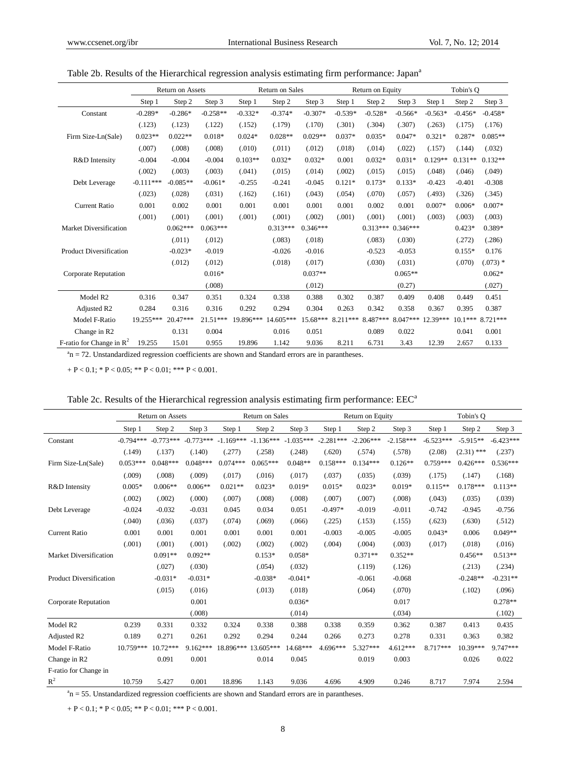Table 2b. Results of the Hierarchical regression analysis estimating firm performance: Japan[a]

| | Return on Assets | | | Return on Sales | | | Return on Equity | | | Tobin's Q | | |
|---|---|---|---|---|---|---|---|---|---|---|---|---|
| | Step 1 | Step 2 | Step 3 | Step 1 | Step 2 | Step 3 | Step 1 | Step 2 | Step 3 | Step 1 | Step 2 | Step 3 |
| Constant | -0.289* | -0.286* | -0.258** | -0.332* | -0.374* | -0.307* | -0.539* | -0.528* | -0.566* | -0.563* | -0.456* | -0.458* |
| | (.123) | (.123) | (.122) | (.152) | (.179) | (.170) | (.301) | (.304) | (.307) | (.263) | (.175) | (.176) |
| Firm Size-Ln(Sale) | 0.023** | 0.022** | 0.018* | 0.024* | 0.028** | 0.029** | 0.037* | 0.035* | 0.047* | 0.321* | 0.287* | 0.085** |
| | (.007) | (.008) | (.008) | (.010) | (.011) | (.012) | (.018) | (.014) | (.022) | (.157) | (.144) | (.032) |
| R&D Intensity | -0.004 | -0.004 | -0.004 | 0.103** | 0.032* | 0.032* | 0.001 | 0.032* | 0.031* | 0.129** | 0.131** | 0.132** |
| | (.002) | (.003) | (.003) | (.041) | (.015) | (.014) | (.002) | (.015) | (.015) | (.048) | (.046) | (.049) |
| Debt Leverage | -0.111*** | -0.085** | -0.061* | -0.255 | -0.241 | -0.045 | 0.121* | 0.173* | 0.133* | -0.423 | -0.401 | -0.308 |
| | (.023) | (.028) | (.031) | (.162) | (.161) | (.043) | (.054) | (.070) | (.057) | (.493) | (.326) | (.345) |
| Current Ratio | 0.001 | 0.002 | 0.001 | 0.001 | 0.001 | 0.001 | 0.001 | 0.002 | 0.001 | 0.007* | 0.006* | 0.007* |
| | (.001) | (.001) | (.001) | (.001) | (.001) | (.002) | (.001) | (.001) | (.001) | (.003) | (.003) | (.003) |
| Market Diversification | | 0.062*** | 0.063*** | | 0.313*** | 0.346*** | | 0.313*** | 0.346*** | | 0.423* | 0.389* |
| | | (.011) | (.012) | | (.083) | (.018) | | (.083) | (.030) | | (.272) | (.286) |
| Product Diversification | | -0.023* | -0.019 | | -0.026 | -0.016 | | -0.523 | -0.053 | | 0.155* | 0.176 |
| | | (.012) | (.012) | | (.018) | (.017) | | (.030) | (.031) | | (.070) | (.073) * |
| Corporate Reputation | | | 0.016* | | | 0.037** | | | 0.065** | | | 0.062* |
| | | | (.008) | | | (.012) | | | (0.27) | | | (.027) |
| Model R2 | 0.316 | 0.347 | 0.351 | 0.324 | 0.338 | 0.388 | 0.302 | 0.387 | 0.409 | 0.408 | 0.449 | 0.451 |
| Adjusted R2 | 0.284 | 0.316 | 0.316 | 0.292 | 0.294 | 0.304 | 0.263 | 0.342 | 0.358 | 0.367 | 0.395 | 0.387 |
| Model F-Ratio | 19.255*** | 20.47*** | 21.51*** | 19.896*** | 14.605*** | 15.68*** | 8.211*** | 8.487*** | 8.047*** | 12.39*** | 10.1*** | 8.721*** |
| Change in R2 | | 0.131 | 0.004 | | 0.016 | 0.051 | | 0.089 | 0.022 | | 0.041 | 0.001 |
| F-ratio for Change in $R^2$ | 19.255 | 15.01 | 0.955 | 19.896 | 1.142 | 9.036 | 8.211 | 6.731 | 3.43 | 12.39 | 2.657 | 0.133 |

[a]n = 72. Unstandardized regression coefficients are shown and Standard errors are in parantheses.

+ P < 0.1; * P < 0.05; ** P < 0.01; *** P < 0.001.

Table 2c. Results of the Hierarchical regression analysis estimating firm performance: EEC[a]

| | Return on Assets | | | Return on Sales | | | Return on Equity | | | Tobin's Q | | |
|---|---|---|---|---|---|---|---|---|---|---|---|---|
| | Step 1 | Step 2 | Step 3 | Step 1 | Step 2 | Step 3 | Step 1 | Step 2 | Step 3 | Step 1 | Step 2 | Step 3 |
| Constant | -0.794*** | -0.773*** | -0.773*** | -1.169*** | -1.136*** | -1.035*** | -2.281*** | -2.206*** | -2.158*** | -6.523*** | -5.915** | -6.423*** |
| | (.149) | (.137) | (.140) | (.277) | (.258) | (.248) | (.620) | (.574) | (.578) | (2.08) | (2.31) *** | (.237) |
| Firm Size-Ln(Sale) | 0.053*** | 0.048*** | 0.048*** | 0.074*** | 0.065*** | 0.048** | 0.158*** | 0.134*** | 0.126** | 0.759*** | 0.426*** | 0.536*** |
| | (.009) | (.008) | (.009) | (.017) | (.016) | (.017) | (.037) | (.035) | (.039) | (.175) | (.147) | (.168) |
| R&D Intensity | 0.005* | 0.006** | 0.006** | 0.021** | 0.023* | 0.019* | 0.015* | 0.023* | 0.019* | 0.115** | 0.178*** | 0.113** |
| | (.002) | (.002) | (.000) | (.007) | (.008) | (.008) | (.007) | (.007) | (.008) | (.043) | (.035) | (.039) |
| Debt Leverage | -0.024 | -0.032 | -0.031 | 0.045 | 0.034 | 0.051 | -0.497* | -0.019 | -0.011 | -0.742 | -0.945 | -0.756 |
| | (.040) | (.036) | (.037) | (.074) | (.069) | (.066) | (.225) | (.153) | (.155) | (.623) | (.630) | (.512) |
| Current Ratio | 0.001 | 0.001 | 0.001 | 0.001 | 0.001 | 0.001 | -0.003 | -0.005 | -0.005 | 0.043* | 0.006 | 0.049** |
| | (.001) | (.001) | (.001) | (.002) | (.002) | (.002) | (.004) | (.004) | (.003) | (.017) | (.018) | (.016) |
| Market Diversification | | 0.091** | 0.092** | | 0.153* | 0.058* | | 0.371** | 0.352** | | 0.456** | 0.513** |
| | | (.027) | (.030) | | (.054) | (.032) | | (.119) | (.126) | | (.213) | (.234) |
| Product Diversification | | -0.031* | -0.031* | | -0.038* | -0.041* | | -0.061 | -0.068 | | -0.248** | -0.231** |
| | | (.015) | (.016) | | (.013) | (.018) | | (.064) | (.070) | | (.102) | (.096) |
| Corporate Reputation | | | 0.001 | | | 0.036* | | | 0.017 | | | 0.278** |
| | | | (.008) | | | (.014) | | | (.034) | | | (.102) |
| Model R2 | 0.239 | 0.331 | 0.332 | 0.324 | 0.338 | 0.388 | 0.338 | 0.359 | 0.362 | 0.387 | 0.413 | 0.435 |
| Adjusted R2 | 0.189 | 0.271 | 0.261 | 0.292 | 0.294 | 0.244 | 0.266 | 0.273 | 0.278 | 0.331 | 0.363 | 0.382 |
| Model F-Ratio | 10.759*** | 10.72*** | 9.162*** | 18.896*** | 13.605*** | 14.68*** | 4.696*** | 5.327*** | 4.612*** | 8.717*** | 10.39*** | 9.747*** |
| Change in R2 | | 0.091 | 0.001 | | 0.014 | 0.045 | | 0.019 | 0.003 | | 0.026 | 0.022 |
| F-ratio for Change in $R^2$ | 10.759 | 5.427 | 0.001 | 18.896 | 1.143 | 9.036 | 4.696 | 4.909 | 0.246 | 8.717 | 7.974 | 2.594 |

[a]n = 55. Unstandardized regression coefficients are shown and Standard errors are in parantheses.

+ P < 0.1; * P < 0.05; ** P < 0.01; *** P < 0.001.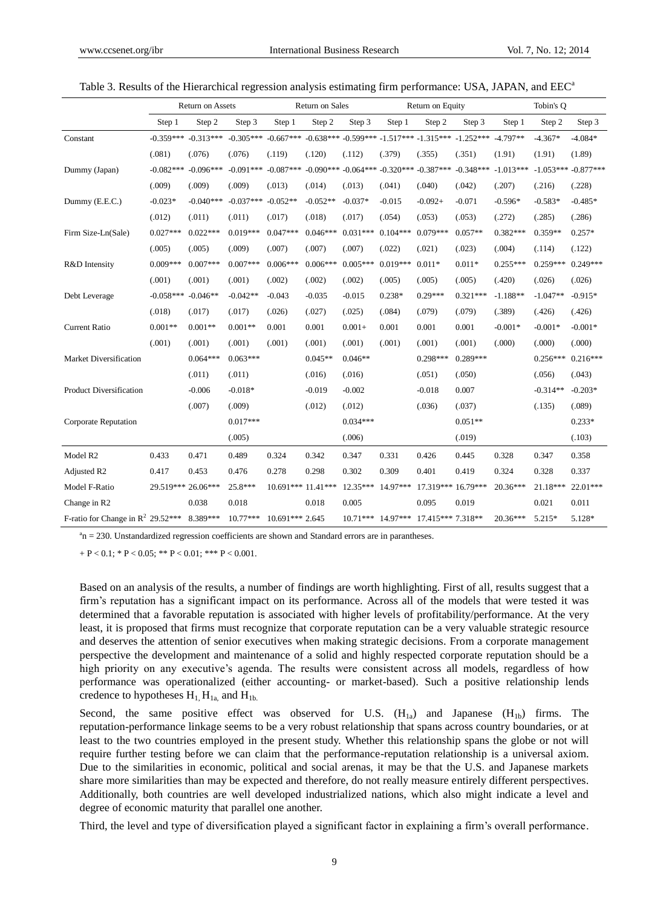Table 3. Results of the Hierarchical regression analysis estimating firm performance: USA, JAPAN, and EEC[a]

| | Return on Assets | | | Return on Sales | | | Return on Equity | | | Tobin's Q | | |
|---|---|---|---|---|---|---|---|---|---|---|---|---|
| | Step 1 | Step 2 | Step 3 | Step 1 | Step 2 | Step 3 | Step 1 | Step 2 | Step 3 | Step 1 | Step 2 | Step 3 |
| Constant | -0.359*** | -0.313*** | -0.305*** | -0.667*** | -0.638*** | -0.599*** | -1.517*** | -1.315*** | -1.252*** | -4.797** | -4.367* | -4.084* |
| | (.081) | (.076) | (.076) | (.119) | (.120) | (.112) | (.379) | (.355) | (.351) | (1.91) | (1.91) | (1.89) |
| Dummy (Japan) | -0.082*** | -0.096*** | -0.091*** | -0.087*** | -0.090*** | -0.064*** | -0.320*** | -0.387*** | -0.348*** | -1.013*** | -1.053*** | -0.877*** |
| | (.009) | (.009) | (.009) | (.013) | (.014) | (.013) | (.041) | (.040) | (.042) | (.207) | (.216) | (.228) |
| Dummy (E.E.C.) | -0.023* | -0.040*** | -0.037*** | -0.052** | -0.052** | -0.037* | -0.015 | -0.092+ | -0.071 | -0.596* | -0.583* | -0.485* |
| | (.012) | (.011) | (.011) | (.017) | (.018) | (.017) | (.054) | (.053) | (.053) | (.272) | (.285) | (.286) |
| Firm Size-Ln(Sale) | 0.027*** | 0.022*** | 0.019*** | 0.047*** | 0.046*** | 0.031*** | 0.104*** | 0.079*** | 0.057** | 0.382*** | 0.359** | 0.257* |
| | (.005) | (.005) | (.009) | (.007) | (.007) | (.007) | (.022) | (.021) | (.023) | (.004) | (.114) | (.122) |
| R&D Intensity | 0.009*** | 0.007*** | 0.007*** | 0.006*** | 0.006*** | 0.005*** | 0.019*** | 0.011* | 0.011* | 0.255*** | 0.259*** | 0.249*** |
| | (.001) | (.001) | (.001) | (.002) | (.002) | (.002) | (.005) | (.005) | (.005) | (.420) | (.026) | (.026) |
| Debt Leverage | -0.058*** | -0.046** | -0.042** | -0.043 | -0.035 | -0.015 | 0.238* | 0.29*** | 0.321*** | -1.188** | -1.047** | -0.915* |
| | (.018) | (.017) | (.017) | (.026) | (.027) | (.025) | (.084) | (.079) | (.079) | (.389) | (.426) | (.426) |
| Current Ratio | 0.001** | 0.001** | 0.001** | 0.001 | 0.001 | 0.001+ | 0.001 | 0.001 | 0.001 | -0.001* | -0.001* | -0.001* |
| | (.001) | (.001) | (.001) | (.001) | (.001) | (.001) | (.001) | (.001) | (.001) | (.000) | (.000) | (.000) |
| Market Diversification | | 0.064*** | 0.063*** | | 0.045** | 0.046** | | 0.298*** | 0.289*** | | 0.256*** | 0.216*** |
| | | (.011) | (.011) | | (.016) | (.016) | | (.051) | (.050) | | (.056) | (.043) |
| Product Diversification | | -0.006 | -0.018* | | -0.019 | -0.002 | | -0.018 | 0.007 | | -0.314** | -0.203* |
| | | (.007) | (.009) | | (.012) | (.012) | | (.036) | (.037) | | (.135) | (.089) |
| Corporate Reputation | | | 0.017*** | | | 0.034*** | | | 0.051** | | | 0.233* |
| | | | (.005) | | | (.006) | | | (.019) | | | (.103) |
| Model R2 | 0.433 | 0.471 | 0.489 | 0.324 | 0.342 | 0.347 | 0.331 | 0.426 | 0.445 | 0.328 | 0.347 | 0.358 |
| Adjusted R2 | 0.417 | 0.453 | 0.476 | 0.278 | 0.298 | 0.302 | 0.309 | 0.401 | 0.419 | 0.324 | 0.328 | 0.337 |
| Model F-Ratio | 29.519*** | 26.06*** | 25.8*** | 10.691*** | 11.41*** | 12.35*** | 14.97*** | 17.319*** | 16.79*** | 20.36*** | 21.18*** | 22.01*** |
| Change in R2 | | 0.038 | 0.018 | | 0.018 | 0.005 | | 0.095 | 0.019 | | 0.021 | 0.011 |
| F-ratio for Change in $R^2$ | 29.52*** | 8.389*** | 10.77*** | 10.691*** | 2.645 | 10.71*** | 14.97*** | 17.415*** | 7.318** | 20.36*** | 5.215* | 5.128* |

[a]n = 230. Unstandardized regression coefficients are shown and Standard errors are in parantheses.

+ P < 0.1; * P < 0.05; ** P < 0.01; *** P < 0.001.

Based on an analysis of the results, a number of findings are worth highlighting. First of all, results suggest that a firm's reputation has a significant impact on its performance. Across all of the models that were tested it was determined that a favorable reputation is associated with higher levels of profitability/performance. At the very least, it is proposed that firms must recognize that corporate reputation can be a very valuable strategic resource and deserves the attention of senior executives when making strategic decisions. From a corporate management perspective the development and maintenance of a solid and highly respected corporate reputation should be a high priority on any executive's agenda. The results were consistent across all models, regardless of how performance was operationalized (either accounting- or market-based). Such a positive relationship lends credence to hypotheses $H_1$, $H_{1a}$, and $H_{1b}$.

Second, the same positive effect was observed for U.S. ($H_{1a}$) and Japanese ($H_{1b}$) firms. The reputation-performance linkage seems to be a very robust relationship that spans across country boundaries, or at least to the two countries employed in the present study. Whether this relationship spans the globe or not will require further testing before we can claim that the performance-reputation relationship is a universal axiom. Due to the similarities in economic, political and social arenas, it may be that the U.S. and Japanese markets share more similarities than may be expected and therefore, do not really measure entirely different perspectives. Additionally, both countries are well developed industrialized nations, which also might indicate a level and degree of economic maturity that parallel one another.

Third, the level and type of diversification played a significant factor in explaining a firm's overall performance.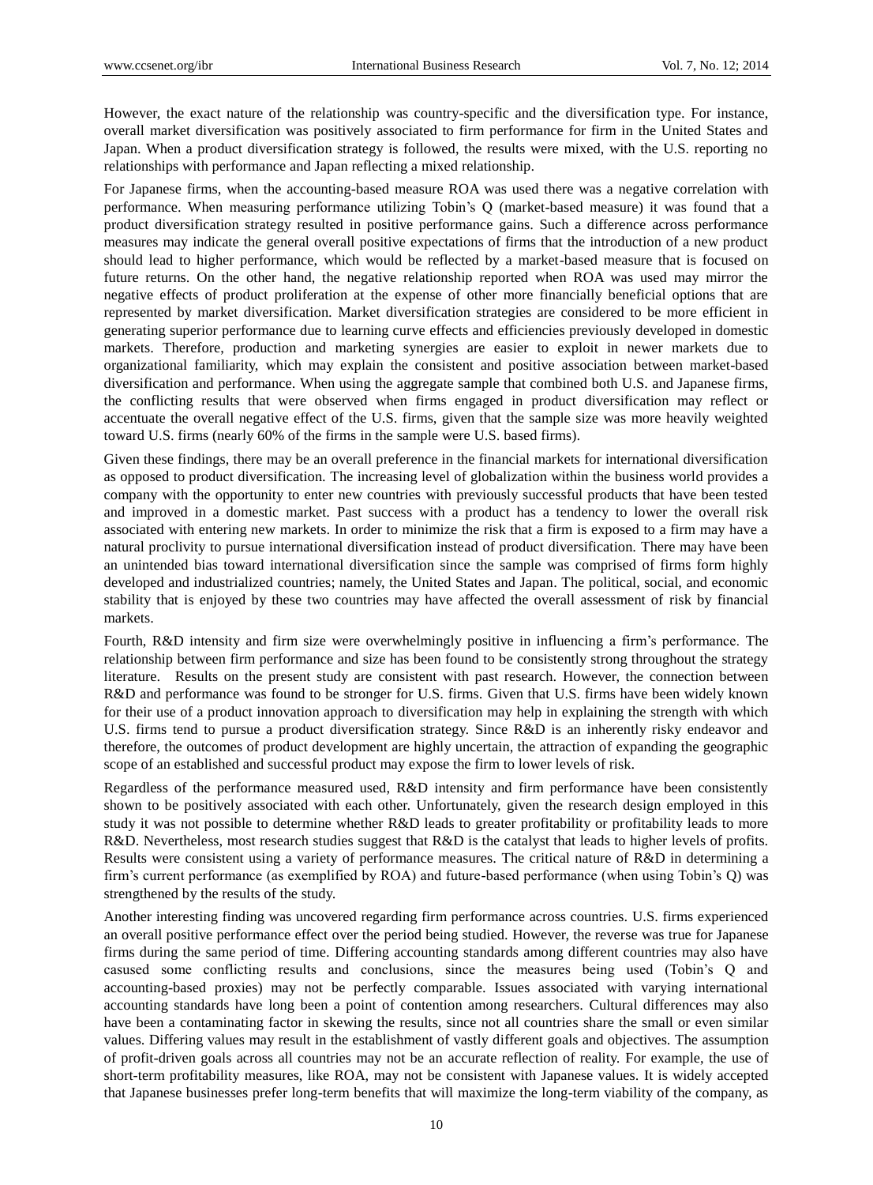However, the exact nature of the relationship was country-specific and the diversification type. For instance, overall market diversification was positively associated to firm performance for firm in the United States and Japan. When a product diversification strategy is followed, the results were mixed, with the U.S. reporting no relationships with performance and Japan reflecting a mixed relationship.

For Japanese firms, when the accounting-based measure ROA was used there was a negative correlation with performance. When measuring performance utilizing Tobin's Q (market-based measure) it was found that a product diversification strategy resulted in positive performance gains. Such a difference across performance measures may indicate the general overall positive expectations of firms that the introduction of a new product should lead to higher performance, which would be reflected by a market-based measure that is focused on future returns. On the other hand, the negative relationship reported when ROA was used may mirror the negative effects of product proliferation at the expense of other more financially beneficial options that are represented by market diversification. Market diversification strategies are considered to be more efficient in generating superior performance due to learning curve effects and efficiencies previously developed in domestic markets. Therefore, production and marketing synergies are easier to exploit in newer markets due to organizational familiarity, which may explain the consistent and positive association between market-based diversification and performance. When using the aggregate sample that combined both U.S. and Japanese firms, the conflicting results that were observed when firms engaged in product diversification may reflect or accentuate the overall negative effect of the U.S. firms, given that the sample size was more heavily weighted toward U.S. firms (nearly 60% of the firms in the sample were U.S. based firms).

Given these findings, there may be an overall preference in the financial markets for international diversification as opposed to product diversification. The increasing level of globalization within the business world provides a company with the opportunity to enter new countries with previously successful products that have been tested and improved in a domestic market. Past success with a product has a tendency to lower the overall risk associated with entering new markets. In order to minimize the risk that a firm is exposed to a firm may have a natural proclivity to pursue international diversification instead of product diversification. There may have been an unintended bias toward international diversification since the sample was comprised of firms form highly developed and industrialized countries; namely, the United States and Japan. The political, social, and economic stability that is enjoyed by these two countries may have affected the overall assessment of risk by financial markets.

Fourth, R&D intensity and firm size were overwhelmingly positive in influencing a firm's performance. The relationship between firm performance and size has been found to be consistently strong throughout the strategy literature. Results on the present study are consistent with past research. However, the connection between R&D and performance was found to be stronger for U.S. firms. Given that U.S. firms have been widely known for their use of a product innovation approach to diversification may help in explaining the strength with which U.S. firms tend to pursue a product diversification strategy. Since R&D is an inherently risky endeavor and therefore, the outcomes of product development are highly uncertain, the attraction of expanding the geographic scope of an established and successful product may expose the firm to lower levels of risk.

Regardless of the performance measured used, R&D intensity and firm performance have been consistently shown to be positively associated with each other. Unfortunately, given the research design employed in this study it was not possible to determine whether R&D leads to greater profitability or profitability leads to more R&D. Nevertheless, most research studies suggest that R&D is the catalyst that leads to higher levels of profits. Results were consistent using a variety of performance measures. The critical nature of R&D in determining a firm's current performance (as exemplified by ROA) and future-based performance (when using Tobin's Q) was strengthened by the results of the study.

Another interesting finding was uncovered regarding firm performance across countries. U.S. firms experienced an overall positive performance effect over the period being studied. However, the reverse was true for Japanese firms during the same period of time. Differing accounting standards among different countries may also have casused some conflicting results and conclusions, since the measures being used (Tobin's Q and accounting-based proxies) may not be perfectly comparable. Issues associated with varying international accounting standards have long been a point of contention among researchers. Cultural differences may also have been a contaminating factor in skewing the results, since not all countries share the small or even similar values. Differing values may result in the establishment of vastly different goals and objectives. The assumption of profit-driven goals across all countries may not be an accurate reflection of reality. For example, the use of short-term profitability measures, like ROA, may not be consistent with Japanese values. It is widely accepted that Japanese businesses prefer long-term benefits that will maximize the long-term viability of the company, as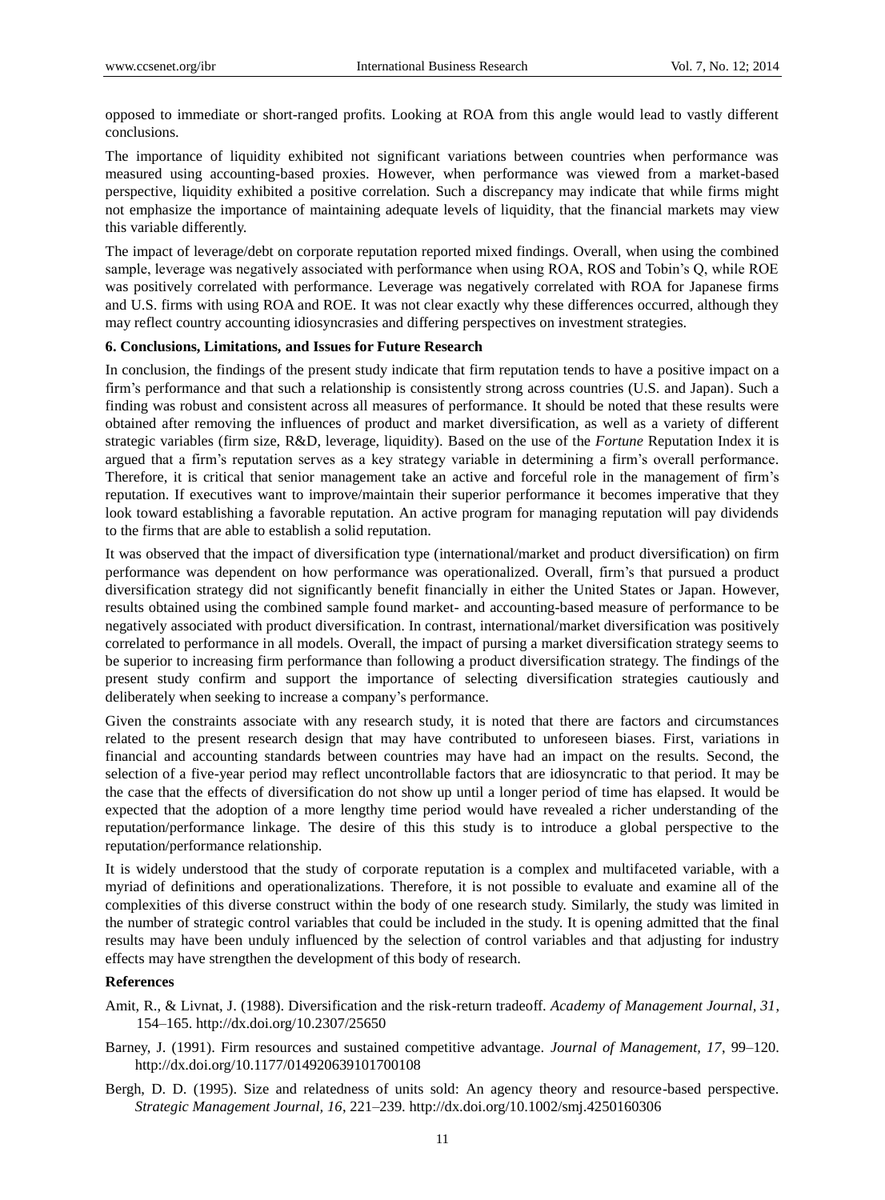opposed to immediate or short-ranged profits. Looking at ROA from this angle would lead to vastly different conclusions.

The importance of liquidity exhibited not significant variations between countries when performance was measured using accounting-based proxies. However, when performance was viewed from a market-based perspective, liquidity exhibited a positive correlation. Such a discrepancy may indicate that while firms might not emphasize the importance of maintaining adequate levels of liquidity, that the financial markets may view this variable differently.

The impact of leverage/debt on corporate reputation reported mixed findings. Overall, when using the combined sample, leverage was negatively associated with performance when using ROA, ROS and Tobin's Q, while ROE was positively correlated with performance. Leverage was negatively correlated with ROA for Japanese firms and U.S. firms with using ROA and ROE. It was not clear exactly why these differences occurred, although they may reflect country accounting idiosyncrasies and differing perspectives on investment strategies.

## 6. Conclusions, Limitations, and Issues for Future Research

In conclusion, the findings of the present study indicate that firm reputation tends to have a positive impact on a firm's performance and that such a relationship is consistently strong across countries (U.S. and Japan). Such a finding was robust and consistent across all measures of performance. It should be noted that these results were obtained after removing the influences of product and market diversification, as well as a variety of different strategic variables (firm size, R&D, leverage, liquidity). Based on the use of the *Fortune* Reputation Index it is argued that a firm's reputation serves as a key strategy variable in determining a firm's overall performance. Therefore, it is critical that senior management take an active and forceful role in the management of firm's reputation. If executives want to improve/maintain their superior performance it becomes imperative that they look toward establishing a favorable reputation. An active program for managing reputation will pay dividends to the firms that are able to establish a solid reputation.

It was observed that the impact of diversification type (international/market and product diversification) on firm performance was dependent on how performance was operationalized. Overall, firm's that pursued a product diversification strategy did not significantly benefit financially in either the United States or Japan. However, results obtained using the combined sample found market- and accounting-based measure of performance to be negatively associated with product diversification. In contrast, international/market diversification was positively correlated to performance in all models. Overall, the impact of pursing a market diversification strategy seems to be superior to increasing firm performance than following a product diversification strategy. The findings of the present study confirm and support the importance of selecting diversification strategies cautiously and deliberately when seeking to increase a company's performance.

Given the constraints associate with any research study, it is noted that there are factors and circumstances related to the present research design that may have contributed to unforeseen biases. First, variations in financial and accounting standards between countries may have had an impact on the results. Second, the selection of a five-year period may reflect uncontrollable factors that are idiosyncratic to that period. It may be the case that the effects of diversification do not show up until a longer period of time has elapsed. It would be expected that the adoption of a more lengthy time period would have revealed a richer understanding of the reputation/performance linkage. The desire of this this study is to introduce a global perspective to the reputation/performance relationship.

It is widely understood that the study of corporate reputation is a complex and multifaceted variable, with a myriad of definitions and operationalizations. Therefore, it is not possible to evaluate and examine all of the complexities of this diverse construct within the body of one research study. Similarly, the study was limited in the number of strategic control variables that could be included in the study. It is opening admitted that the final results may have been unduly influenced by the selection of control variables and that adjusting for industry effects may have strengthen the development of this body of research.

## References

Amit, R., & Livnat, J. (1988). Diversification and the risk-return tradeoff. *Academy of Management Journal, 31*, 154–165. http://dx.doi.org/10.2307/25650

Barney, J. (1991). Firm resources and sustained competitive advantage. *Journal of Management, 17*, 99–120. http://dx.doi.org/10.1177/014920639101700108

Bergh, D. D. (1995). Size and relatedness of units sold: An agency theory and resource-based perspective. *Strategic Management Journal, 16*, 221–239. http://dx.doi.org/10.1002/smj.4250160306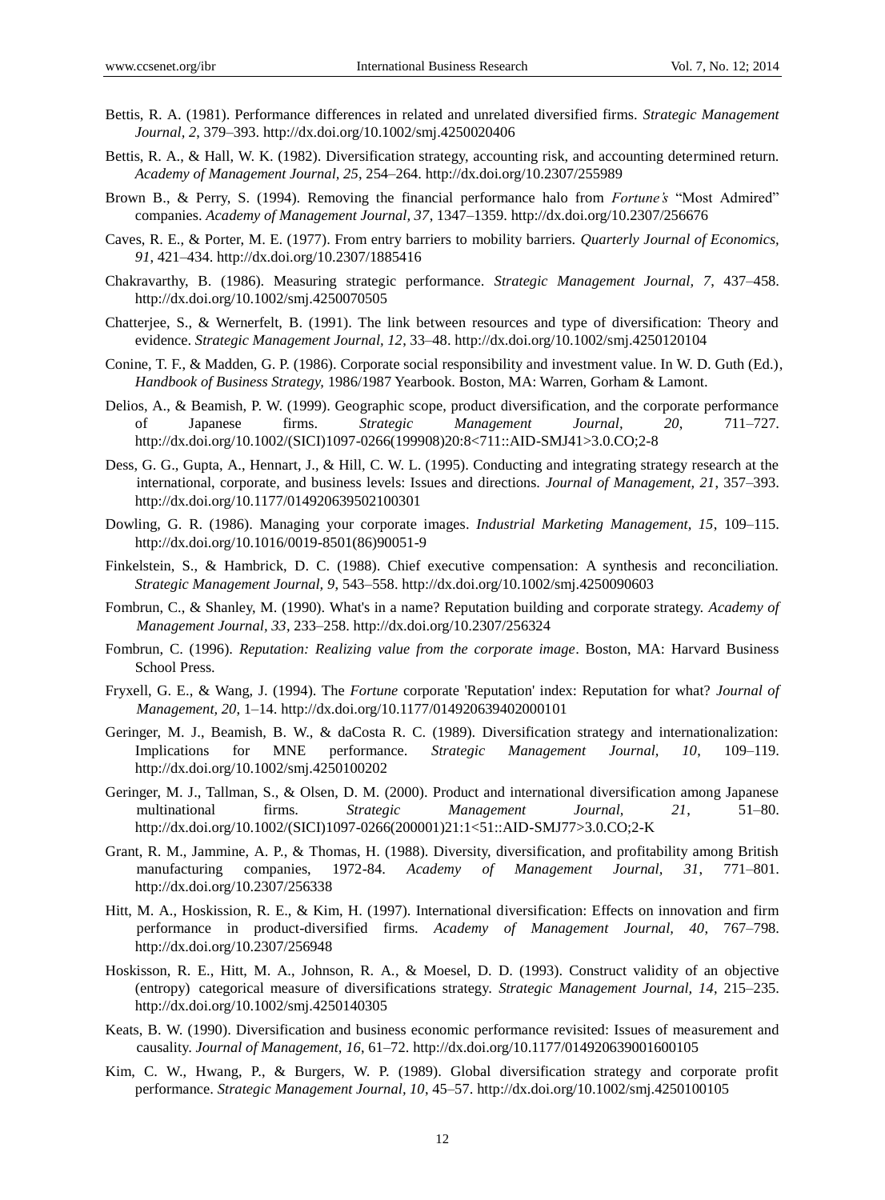Bettis, R. A. (1981). Performance differences in related and unrelated diversified firms. *Strategic Management Journal, 2*, 379–393. http://dx.doi.org/10.1002/smj.4250020406

Bettis, R. A., & Hall, W. K. (1982). Diversification strategy, accounting risk, and accounting determined return. *Academy of Management Journal, 25*, 254–264. http://dx.doi.org/10.2307/255989

Brown B., & Perry, S. (1994). Removing the financial performance halo from *Fortune's* "Most Admired" companies. *Academy of Management Journal, 37*, 1347–1359. http://dx.doi.org/10.2307/256676

Caves, R. E., & Porter, M. E. (1977). From entry barriers to mobility barriers. *Quarterly Journal of Economics, 91*, 421–434. http://dx.doi.org/10.2307/1885416

Chakravarthy, B. (1986). Measuring strategic performance. *Strategic Management Journal, 7*, 437–458. http://dx.doi.org/10.1002/smj.4250070505

Chatterjee, S., & Wernerfelt, B. (1991). The link between resources and type of diversification: Theory and evidence. *Strategic Management Journal, 12*, 33–48. http://dx.doi.org/10.1002/smj.4250120104

Conine, T. F., & Madden, G. P. (1986). Corporate social responsibility and investment value. In W. D. Guth (Ed.), *Handbook of Business Strategy*, 1986/1987 Yearbook. Boston, MA: Warren, Gorham & Lamont.

Delios, A., & Beamish, P. W. (1999). Geographic scope, product diversification, and the corporate performance of Japanese firms. *Strategic Management Journal, 20*, 711–727. http://dx.doi.org/10.1002/(SICI)1097-0266(199908)20:8<711::AID-SMJ41>3.0.CO;2-8

Dess, G. G., Gupta, A., Hennart, J., & Hill, C. W. L. (1995). Conducting and integrating strategy research at the international, corporate, and business levels: Issues and directions. *Journal of Management, 21*, 357–393. http://dx.doi.org/10.1177/014920639502100301

Dowling, G. R. (1986). Managing your corporate images. *Industrial Marketing Management, 15*, 109–115. http://dx.doi.org/10.1016/0019-8501(86)90051-9

Finkelstein, S., & Hambrick, D. C. (1988). Chief executive compensation: A synthesis and reconciliation. *Strategic Management Journal, 9*, 543–558. http://dx.doi.org/10.1002/smj.4250090603

Fombrun, C., & Shanley, M. (1990). What's in a name? Reputation building and corporate strategy. *Academy of Management Journal, 33*, 233–258. http://dx.doi.org/10.2307/256324

Fombrun, C. (1996). *Reputation: Realizing value from the corporate image*. Boston, MA: Harvard Business School Press.

Fryxell, G. E., & Wang, J. (1994). The *Fortune* corporate 'Reputation' index: Reputation for what? *Journal of Management, 20*, 1–14. http://dx.doi.org/10.1177/014920639402000101

Geringer, M. J., Beamish, B. W., & daCosta R. C. (1989). Diversification strategy and internationalization: Implications for MNE performance. *Strategic Management Journal, 10*, 109–119. http://dx.doi.org/10.1002/smj.4250100202

Geringer, M. J., Tallman, S., & Olsen, D. M. (2000). Product and international diversification among Japanese multinational firms. *Strategic Management Journal, 21*, 51–80. http://dx.doi.org/10.1002/(SICI)1097-0266(200001)21:1<51::AID-SMJ77>3.0.CO;2-K

Grant, R. M., Jammine, A. P., & Thomas, H. (1988). Diversity, diversification, and profitability among British manufacturing companies, 1972-84. *Academy of Management Journal, 31*, 771–801. http://dx.doi.org/10.2307/256338

Hitt, M. A., Hoskission, R. E., & Kim, H. (1997). International diversification: Effects on innovation and firm performance in product-diversified firms. *Academy of Management Journal, 40*, 767–798. http://dx.doi.org/10.2307/256948

Hoskisson, R. E., Hitt, M. A., Johnson, R. A., & Moesel, D. D. (1993). Construct validity of an objective (entropy) categorical measure of diversifications strategy. *Strategic Management Journal, 14*, 215–235. http://dx.doi.org/10.1002/smj.4250140305

Keats, B. W. (1990). Diversification and business economic performance revisited: Issues of measurement and causality. *Journal of Management, 16*, 61–72. http://dx.doi.org/10.1177/014920639001600105

Kim, C. W., Hwang, P., & Burgers, W. P. (1989). Global diversification strategy and corporate profit performance. *Strategic Management Journal, 10*, 45–57. http://dx.doi.org/10.1002/smj.4250100105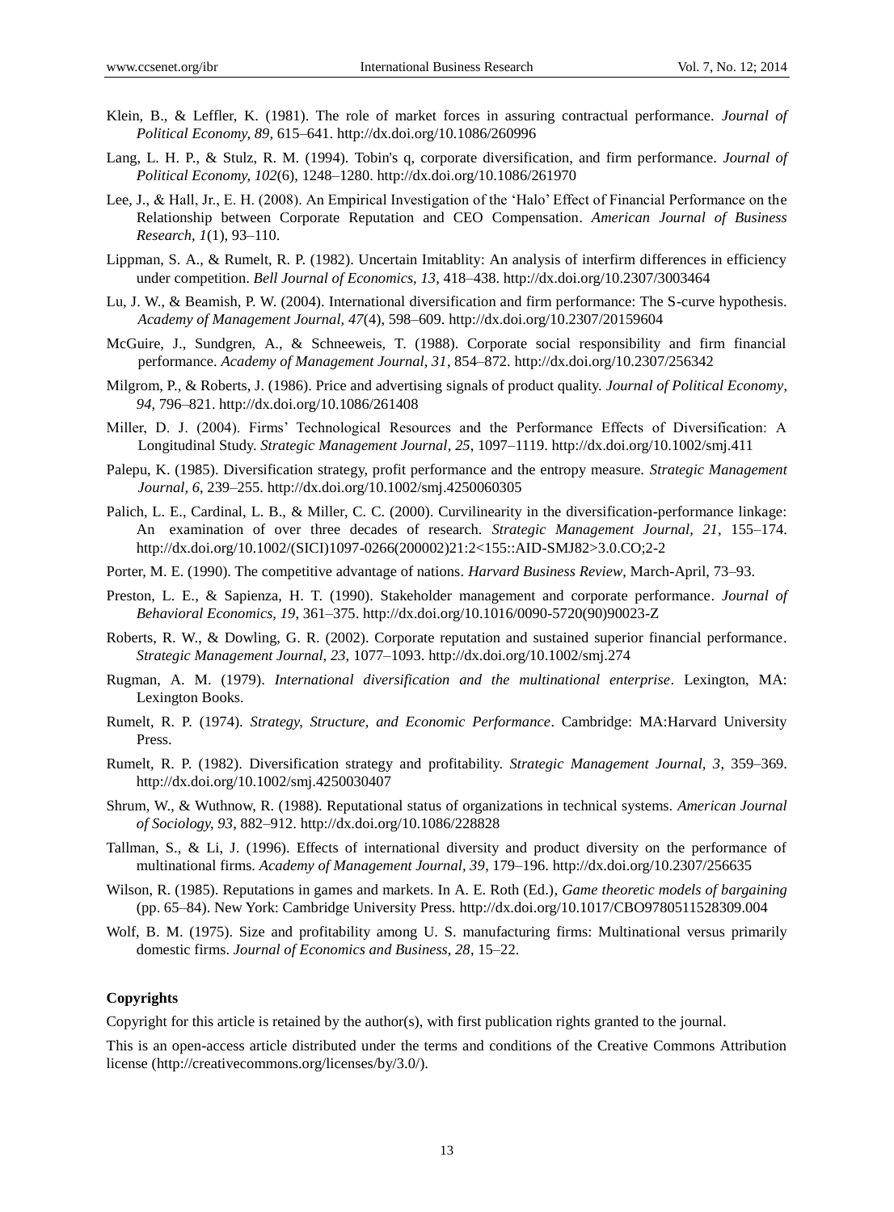Klein, B., & Leffler, K. (1981). The role of market forces in assuring contractual performance. *Journal of Political Economy, 89*, 615–641. http://dx.doi.org/10.1086/260996

Lang, L. H. P., & Stulz, R. M. (1994). Tobin's q, corporate diversification, and firm performance. *Journal of Political Economy, 102*(6), 1248–1280. http://dx.doi.org/10.1086/261970

Lee, J., & Hall, Jr., E. H. (2008). An Empirical Investigation of the 'Halo' Effect of Financial Performance on the Relationship between Corporate Reputation and CEO Compensation. *American Journal of Business Research, 1*(1), 93–110.

Lippman, S. A., & Rumelt, R. P. (1982). Uncertain Imitablity: An analysis of interfirm differences in efficiency under competition. *Bell Journal of Economics, 13*, 418–438. http://dx.doi.org/10.2307/3003464

Lu, J. W., & Beamish, P. W. (2004). International diversification and firm performance: The S-curve hypothesis. *Academy of Management Journal, 47*(4), 598–609. http://dx.doi.org/10.2307/20159604

McGuire, J., Sundgren, A., & Schneeweis, T. (1988). Corporate social responsibility and firm financial performance. *Academy of Management Journal, 31*, 854–872. http://dx.doi.org/10.2307/256342

Milgrom, P., & Roberts, J. (1986). Price and advertising signals of product quality. *Journal of Political Economy, 94*, 796–821. http://dx.doi.org/10.1086/261408

Miller, D. J. (2004). Firms' Technological Resources and the Performance Effects of Diversification: A Longitudinal Study. *Strategic Management Journal, 25*, 1097–1119. http://dx.doi.org/10.1002/smj.411

Palepu, K. (1985). Diversification strategy, profit performance and the entropy measure. *Strategic Management Journal, 6*, 239–255. http://dx.doi.org/10.1002/smj.4250060305

Palich, L. E., Cardinal, L. B., & Miller, C. C. (2000). Curvilinearity in the diversification-performance linkage: An examination of over three decades of research. *Strategic Management Journal, 21*, 155–174. http://dx.doi.org/10.1002/(SICI)1097-0266(200002)21:2<155::AID-SMJ82>3.0.CO;2-2

Porter, M. E. (1990). The competitive advantage of nations. *Harvard Business Review*, March-April, 73–93.

Preston, L. E., & Sapienza, H. T. (1990). Stakeholder management and corporate performance. *Journal of Behavioral Economics, 19*, 361–375. http://dx.doi.org/10.1016/0090-5720(90)90023-Z

Roberts, R. W., & Dowling, G. R. (2002). Corporate reputation and sustained superior financial performance. *Strategic Management Journal, 23*, 1077–1093. http://dx.doi.org/10.1002/smj.274

Rugman, A. M. (1979). *International diversification and the multinational enterprise*. Lexington, MA: Lexington Books.

Rumelt, R. P. (1974). *Strategy, Structure, and Economic Performance*. Cambridge: MA:Harvard University Press.

Rumelt, R. P. (1982). Diversification strategy and profitability. *Strategic Management Journal, 3*, 359–369. http://dx.doi.org/10.1002/smj.4250030407

Shrum, W., & Wuthnow, R. (1988). Reputational status of organizations in technical systems. *American Journal of Sociology, 93*, 882–912. http://dx.doi.org/10.1086/228828

Tallman, S., & Li, J. (1996). Effects of international diversity and product diversity on the performance of multinational firms. *Academy of Management Journal, 39*, 179–196. http://dx.doi.org/10.2307/256635

Wilson, R. (1985). Reputations in games and markets. In A. E. Roth (Ed.), *Game theoretic models of bargaining* (pp. 65–84). New York: Cambridge University Press. http://dx.doi.org/10.1017/CBO9780511528309.004

Wolf, B. M. (1975). Size and profitability among U. S. manufacturing firms: Multinational versus primarily domestic firms. *Journal of Economics and Business, 28*, 15–22.

**Copyrights**

Copyright for this article is retained by the author(s), with first publication rights granted to the journal.

This is an open-access article distributed under the terms and conditions of the Creative Commons Attribution license (http://creativecommons.org/licenses/by/3.0/).